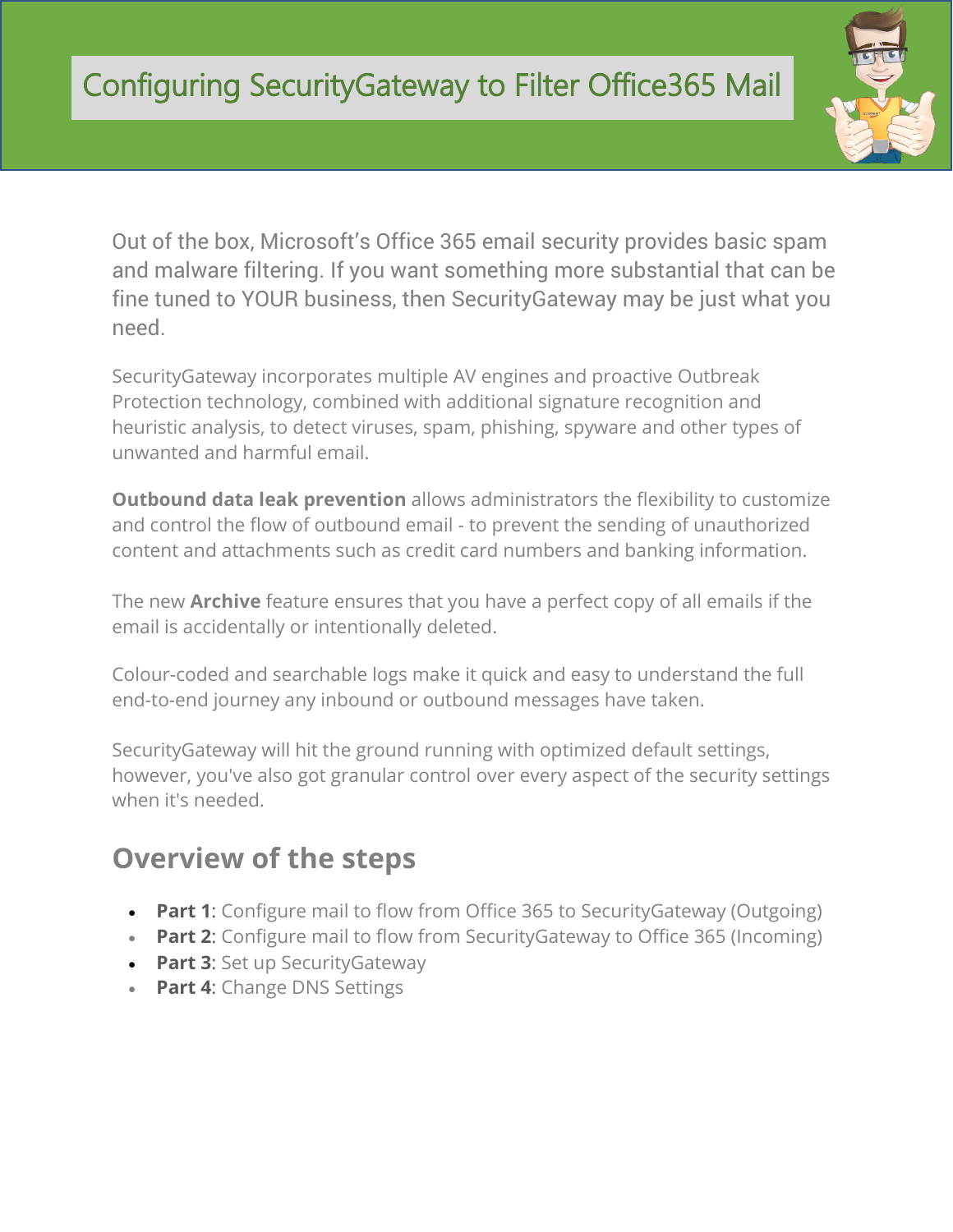# Configuring SecurityGateway to Filter Office365 Mail

Out of the box, Microsoft's Office 365 email security provides basic spam and malware filtering. If you want something more substantial that can be fine tuned to YOUR business, then SecurityGateway may be just what you need.

SecurityGateway incorporates multiple AV engines and proactive Outbreak Protection technology, combined with additional signature recognition and heuristic analysis, to detect viruses, spam, phishing, spyware and other types of unwanted and harmful email.

**Outbound data leak prevention** allows administrators the flexibility to customize and control the flow of outbound email - to prevent the sending of unauthorized content and attachments such as credit card numbers and banking information.

The new **Archive** feature ensures that you have a perfect copy of all emails if the email is accidentally or intentionally deleted.

Colour-coded and searchable logs make it quick and easy to understand the full end-to-end journey any inbound or outbound messages have taken.

SecurityGateway will hit the ground running with optimized default settings, however, you've also got granular control over every aspect of the security settings when it's needed.

## Overview of the steps

- **Part 1**: Configure mail to flow from Office 365 to SecurityGateway (Outgoing)
- **Part 2**: Configure mail to flow from SecurityGateway to Office 365 (Incoming)
- **Part 3**: Set up SecurityGateway
- **Part 4**: Change DNS Settings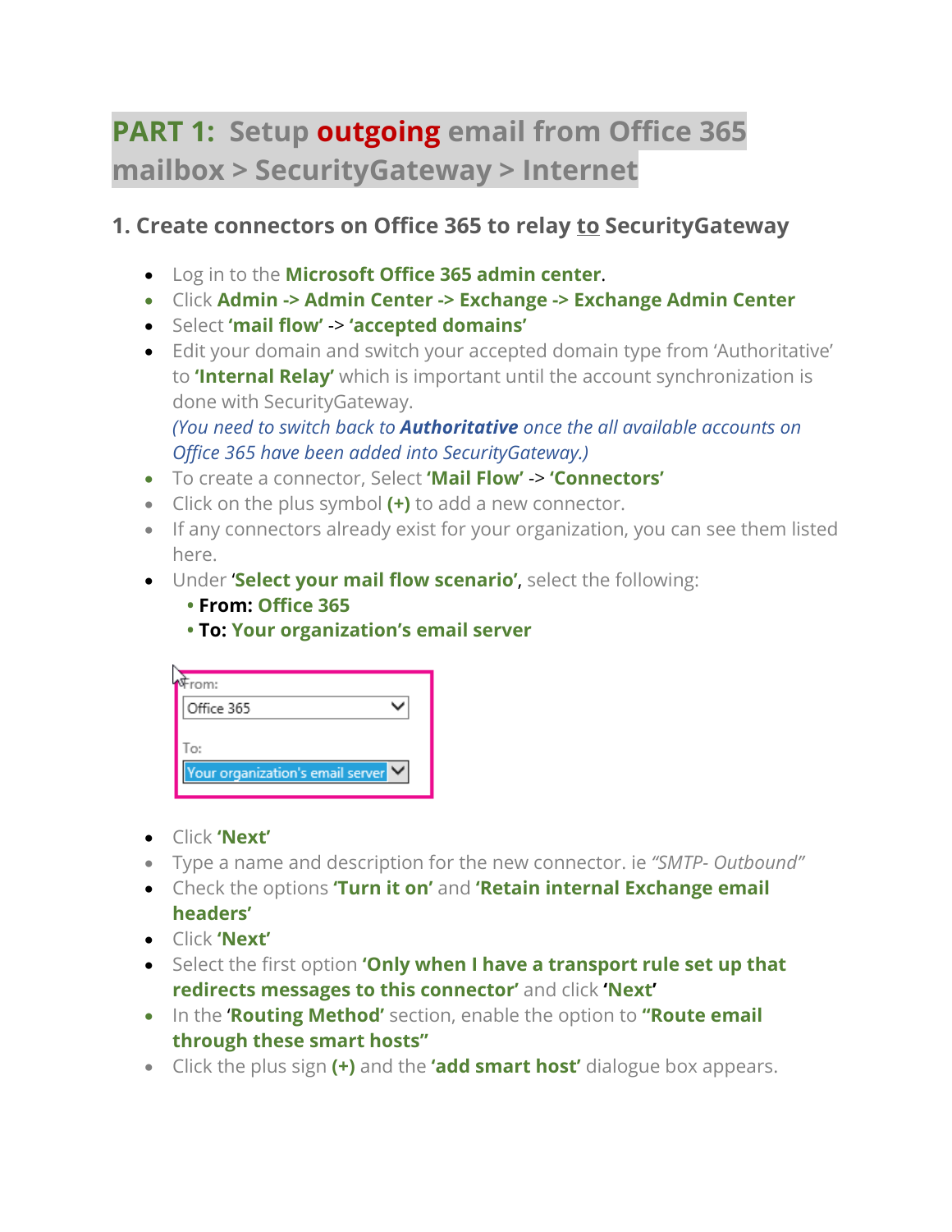# PART 1: Setup outgoing email from Office 365 mailbox > SecurityGateway > Internet

## 1. Create connectors on Office 365 to relay to SecurityGateway

- Log in to the **Microsoft Office 365 admin center**.
- Click **Admin -> Admin Center -> Exchange -> Exchange Admin Center**
- Select **'mail flow'** -> **'accepted domains'**
- Edit your domain and switch your accepted domain type from 'Authoritative' to **'Internal Relay'** which is important until the account synchronization is done with SecurityGateway.
  *(You need to switch back to **Authoritative** once the all available accounts on Office 365 have been added into SecurityGateway.)*
- To create a connector, Select **'Mail Flow'** -> **'Connectors'**
- Click on the plus symbol **(+)** to add a new connector.
- If any connectors already exist for your organization, you can see them listed here.
- Under '**Select your mail flow scenario'**, select the following:
  - **From: Office 365**
  - **To: Your organization's email server**

From:
Office 365

To:
Your organization's email server

- Click **'Next'**
- Type a name and description for the new connector. ie *"SMTP- Outbound"*
- Check the options **'Turn it on'** and **'Retain internal Exchange email headers'**
- Click **'Next'**
- Select the first option **'Only when I have a transport rule set up that redirects messages to this connector'** and click **'Next'**
- In the **'Routing Method'** section, enable the option to **"Route email through these smart hosts"**
- Click the plus sign **(+)** and the **'add smart host'** dialogue box appears.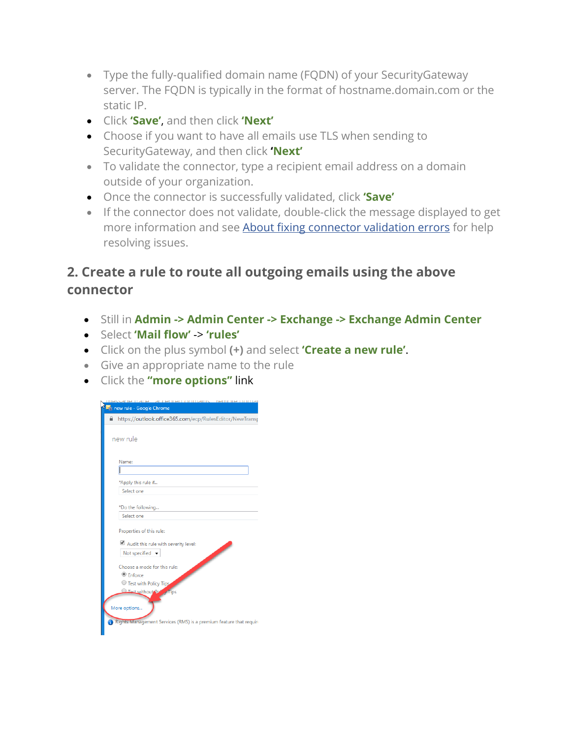- Type the fully-qualified domain name (FQDN) of your SecurityGateway server. The FQDN is typically in the format of hostname.domain.com or the static IP.
- Click **'Save'**, and then click **'Next'**
- Choose if you want to have all emails use TLS when sending to SecurityGateway, and then click **'Next'**
- To validate the connector, type a recipient email address on a domain outside of your organization.
- Once the connector is successfully validated, click **'Save'**
- If the connector does not validate, double-click the message displayed to get more information and see About fixing connector validation errors for help resolving issues.

## 2. Create a rule to route all outgoing emails using the above connector

- Still in **Admin -> Admin Center -> Exchange -> Exchange Admin Center**
- Select **'Mail flow'** -> **'rules'**
- Click on the plus symbol **(+)** and select **'Create a new rule'**.
- Give an appropriate name to the rule
- Click the **"more options"** link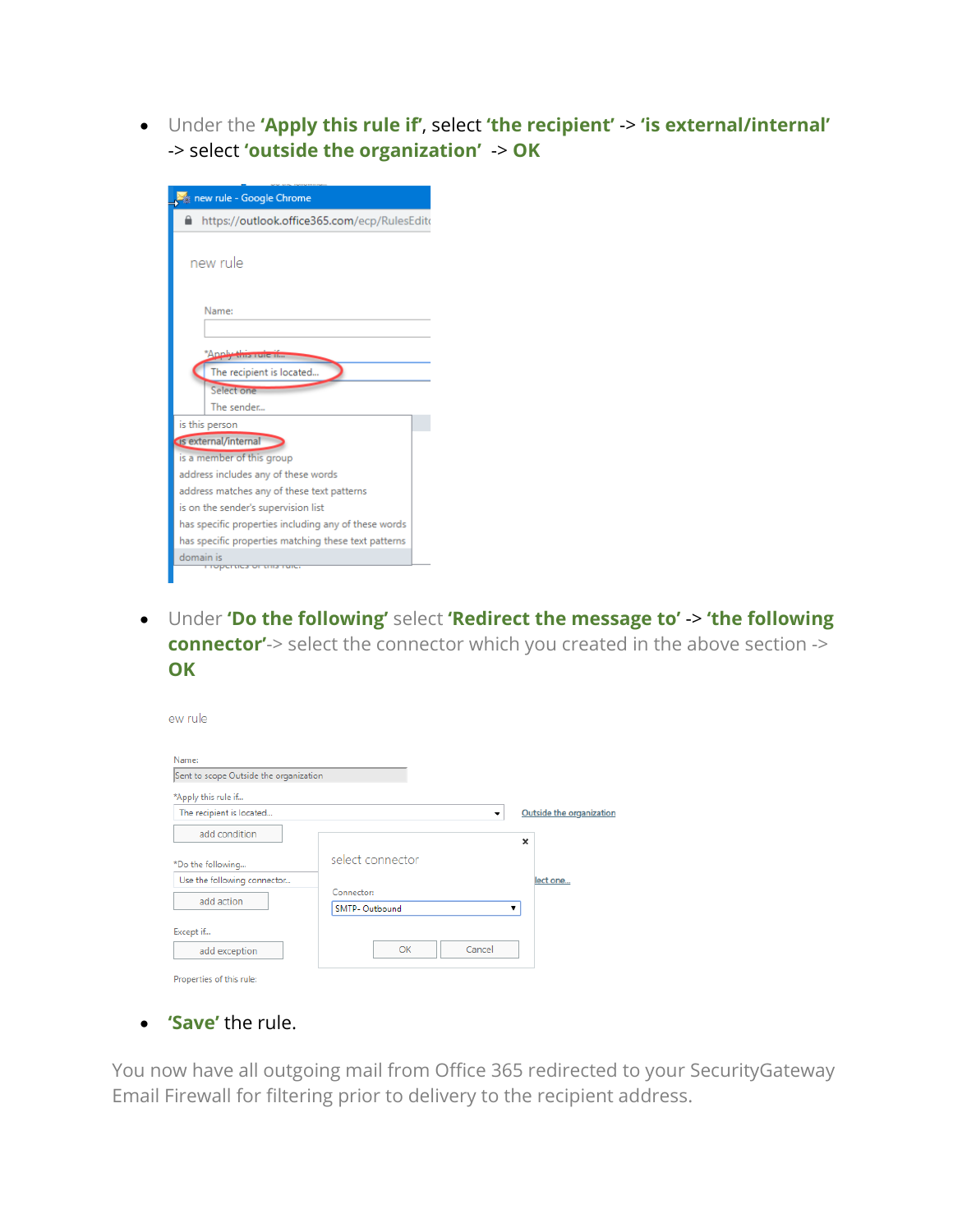- Under the **'Apply this rule if'**, select **'the recipient'** -> **'is external/internal'** -> select **'outside the organization'** -> **OK**

- Under **'Do the following'** select **'Redirect the message to'** -> **'the following connector'**-> select the connector which you created in the above section -> **OK**

- **'Save'** the rule.

You now have all outgoing mail from Office 365 redirected to your SecurityGateway Email Firewall for filtering prior to delivery to the recipient address.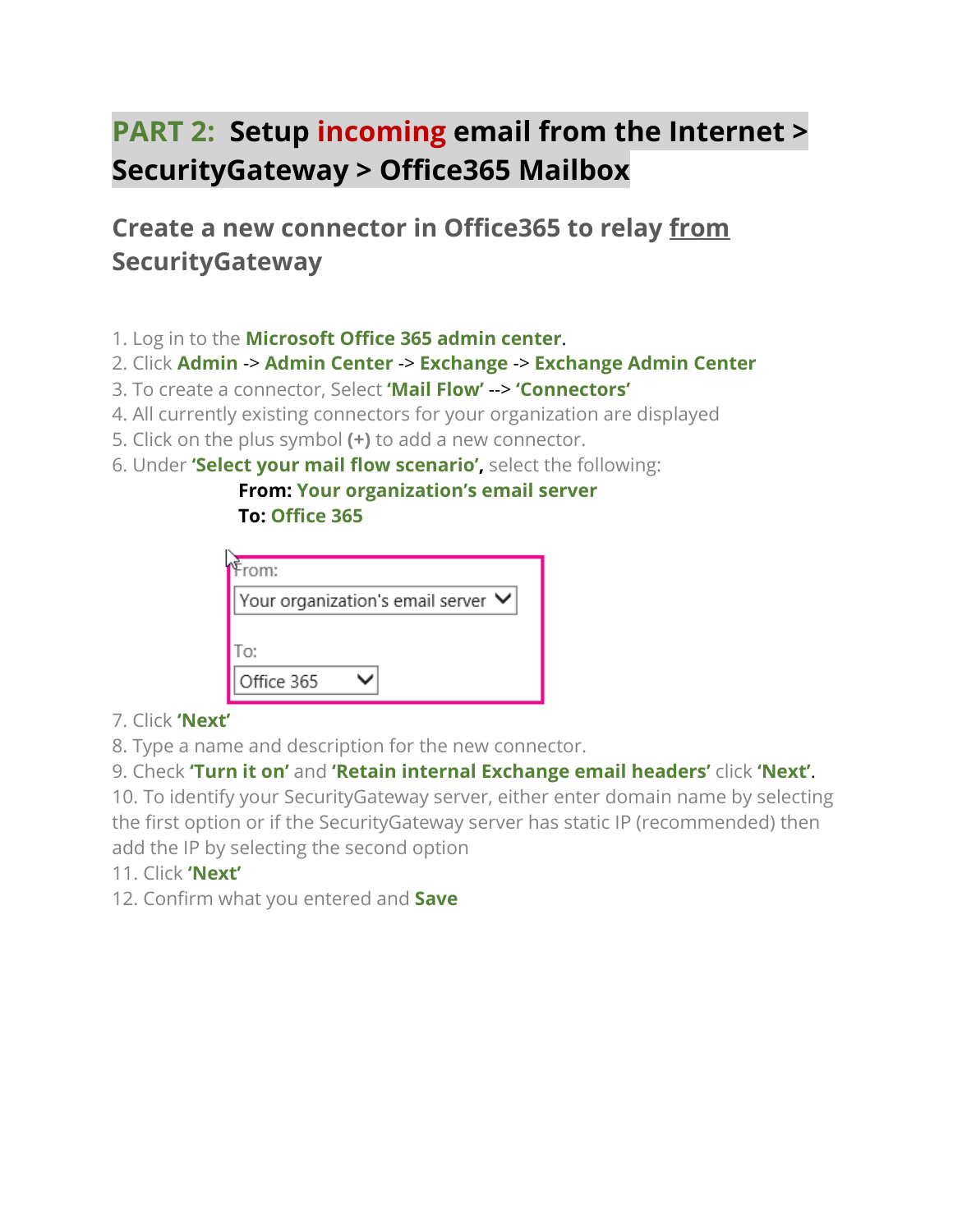# PART 2: Setup incoming email from the Internet > SecurityGateway > Office365 Mailbox

## Create a new connector in Office365 to relay from SecurityGateway

1. Log in to the **Microsoft Office 365 admin center**.
2. Click **Admin** -> **Admin Center** -> **Exchange** -> **Exchange Admin Center**
3. To create a connector, Select **'Mail Flow'** --> **'Connectors'**
4. All currently existing connectors for your organization are displayed
5. Click on the plus symbol **(+)** to add a new connector.
6. Under **'Select your mail flow scenario',** select the following:

   **From: Your organization's email server**
   **To: Office 365**

   From:
   Your organization's email server
   To:
   Office 365

7. Click **'Next'**
8. Type a name and description for the new connector.
9. Check **'Turn it on'** and **'Retain internal Exchange email headers'** click **'Next'**.
10. To identify your SecurityGateway server, either enter domain name by selecting the first option or if the SecurityGateway server has static IP (recommended) then add the IP by selecting the second option
11. Click **'Next'**
12. Confirm what you entered and **Save**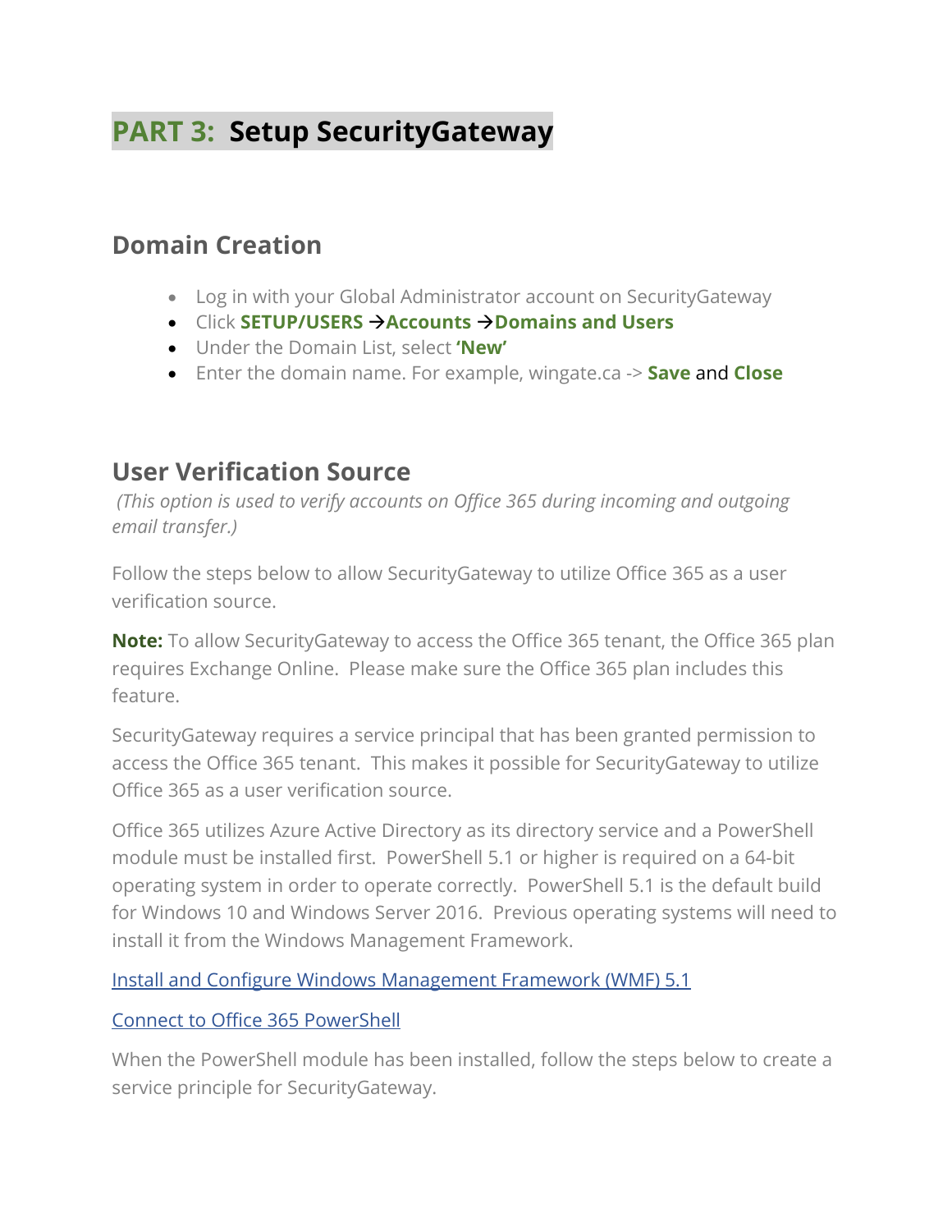# PART 3: Setup SecurityGateway

## Domain Creation

- Log in with your Global Administrator account on SecurityGateway
- Click **SETUP/USERS** →**Accounts** →**Domains and Users**
- Under the Domain List, select **'New'**
- Enter the domain name. For example, wingate.ca -> **Save** and **Close**

## User Verification Source

*(This option is used to verify accounts on Office 365 during incoming and outgoing email transfer.)*

Follow the steps below to allow SecurityGateway to utilize Office 365 as a user verification source.

**Note:** To allow SecurityGateway to access the Office 365 tenant, the Office 365 plan requires Exchange Online. Please make sure the Office 365 plan includes this feature.

SecurityGateway requires a service principal that has been granted permission to access the Office 365 tenant. This makes it possible for SecurityGateway to utilize Office 365 as a user verification source.

Office 365 utilizes Azure Active Directory as its directory service and a PowerShell module must be installed first. PowerShell 5.1 or higher is required on a 64-bit operating system in order to operate correctly. PowerShell 5.1 is the default build for Windows 10 and Windows Server 2016. Previous operating systems will need to install it from the Windows Management Framework.

Install and Configure Windows Management Framework (WMF) 5.1

Connect to Office 365 PowerShell

When the PowerShell module has been installed, follow the steps below to create a service principle for SecurityGateway.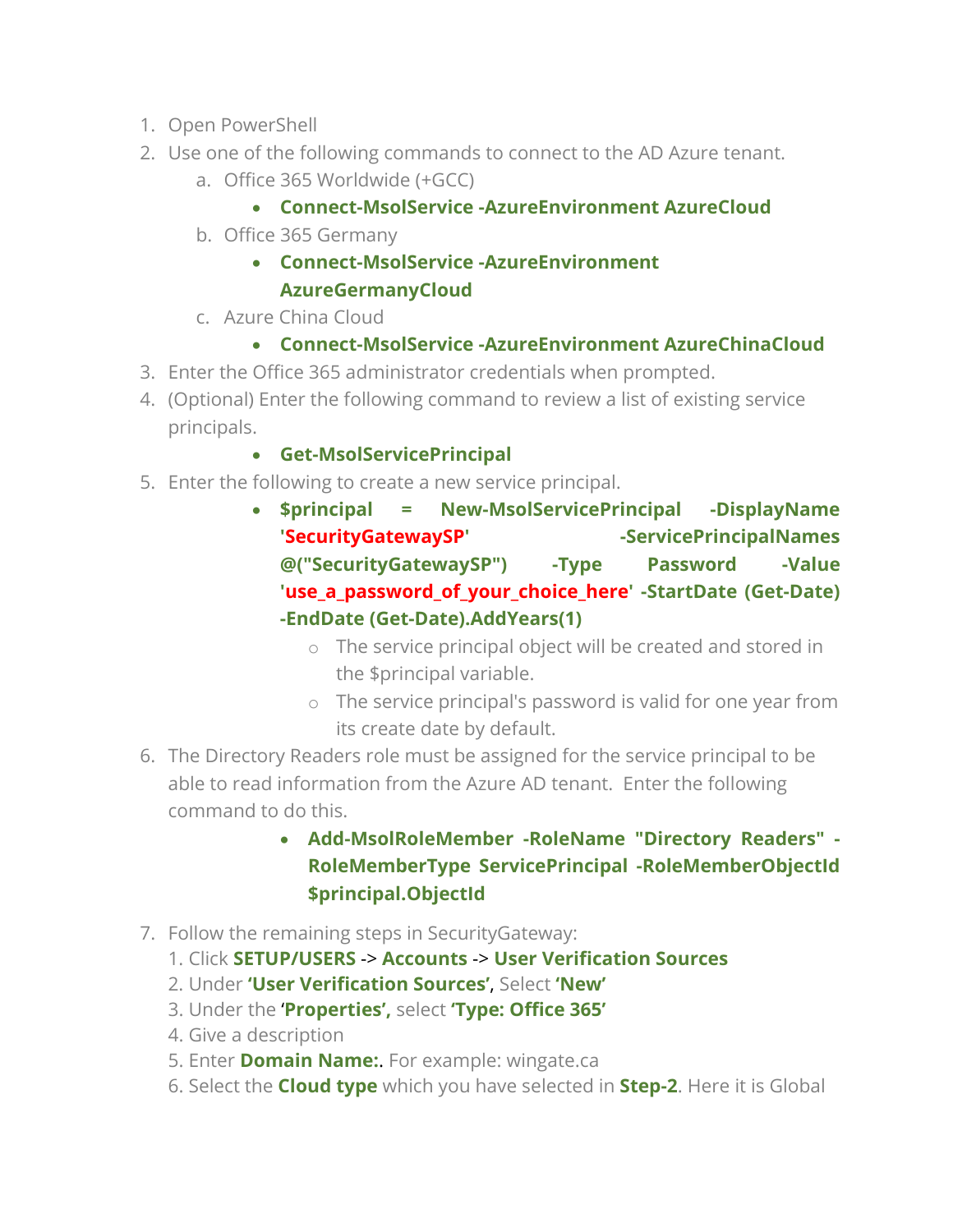1. Open PowerShell
2. Use one of the following commands to connect to the AD Azure tenant.
   a. Office 365 Worldwide (+GCC)
      - **Connect-MsolService -AzureEnvironment AzureCloud**
   b. Office 365 Germany
      - **Connect-MsolService -AzureEnvironment AzureGermanyCloud**
   c. Azure China Cloud
      - **Connect-MsolService -AzureEnvironment AzureChinaCloud**
3. Enter the Office 365 administrator credentials when prompted.
4. (Optional) Enter the following command to review a list of existing service principals.
   - **Get-MsolServicePrincipal**
5. Enter the following to create a new service principal.
   - **$principal = New-MsolServicePrincipal -DisplayName 'SecurityGatewaySP' -ServicePrincipalNames @("SecurityGatewaySP") -Type Password -Value 'use_a_password_of_your_choice_here' -StartDate (Get-Date) -EndDate (Get-Date).AddYears(1)**
     - The service principal object will be created and stored in the $principal variable.
     - The service principal's password is valid for one year from its create date by default.
6. The Directory Readers role must be assigned for the service principal to be able to read information from the Azure AD tenant. Enter the following command to do this.
   - **Add-MsolRoleMember -RoleName "Directory Readers" -RoleMemberType ServicePrincipal -RoleMemberObjectId $principal.ObjectId**
7. Follow the remaining steps in SecurityGateway:
   1. Click **SETUP/USERS** -> **Accounts** -> **User Verification Sources**
   2. Under **'User Verification Sources'**, Select **'New'**
   3. Under the '**Properties',** select **'Type: Office 365'**
   4. Give a description
   5. Enter **Domain Name:**. For example: wingate.ca
   6. Select the **Cloud type** which you have selected in **Step-2**. Here it is Global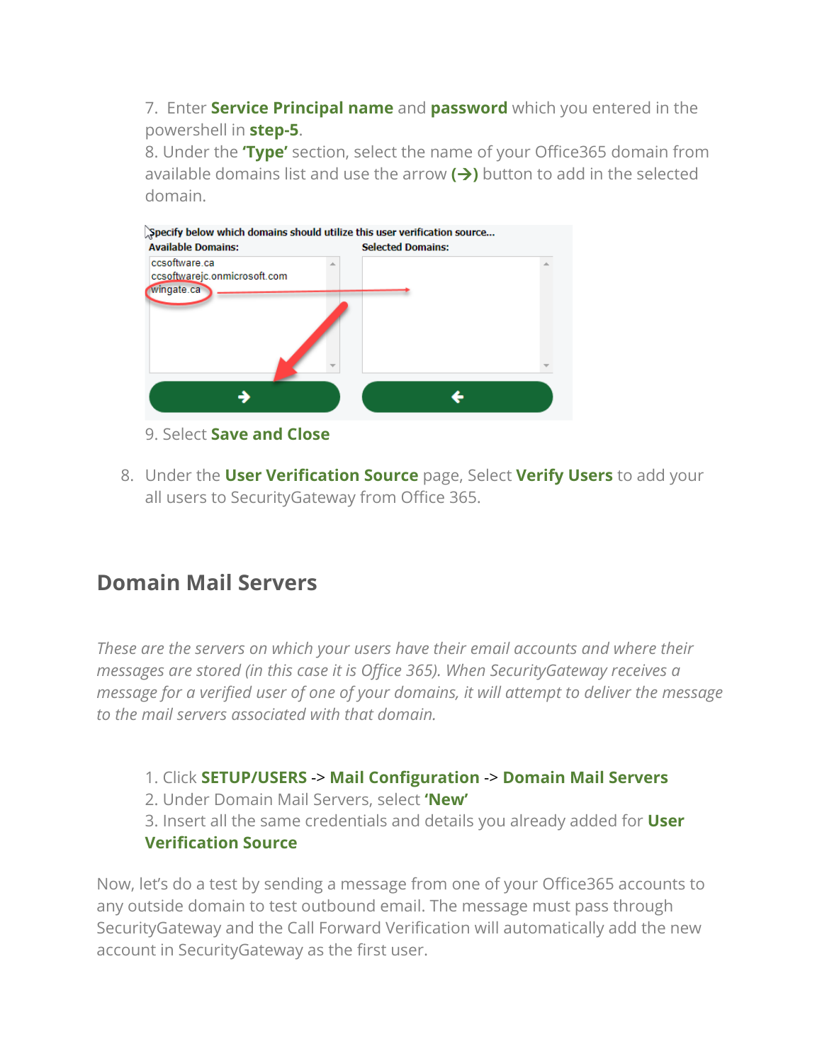7. Enter **Service Principal name** and **password** which you entered in the powershell in **step-5**.
8. Under the **'Type'** section, select the name of your Office365 domain from available domains list and use the arrow **(→)** button to add in the selected domain.

9. Select **Save and Close**

8. Under the **User Verification Source** page, Select **Verify Users** to add your all users to SecurityGateway from Office 365.

## Domain Mail Servers

*These are the servers on which your users have their email accounts and where their messages are stored (in this case it is Office 365). When SecurityGateway receives a message for a verified user of one of your domains, it will attempt to deliver the message to the mail servers associated with that domain.*

1. Click **SETUP/USERS** -> **Mail Configuration** -> **Domain Mail Servers**
2. Under Domain Mail Servers, select **'New'**
3. Insert all the same credentials and details you already added for **User Verification Source**

Now, let's do a test by sending a message from one of your Office365 accounts to any outside domain to test outbound email. The message must pass through SecurityGateway and the Call Forward Verification will automatically add the new account in SecurityGateway as the first user.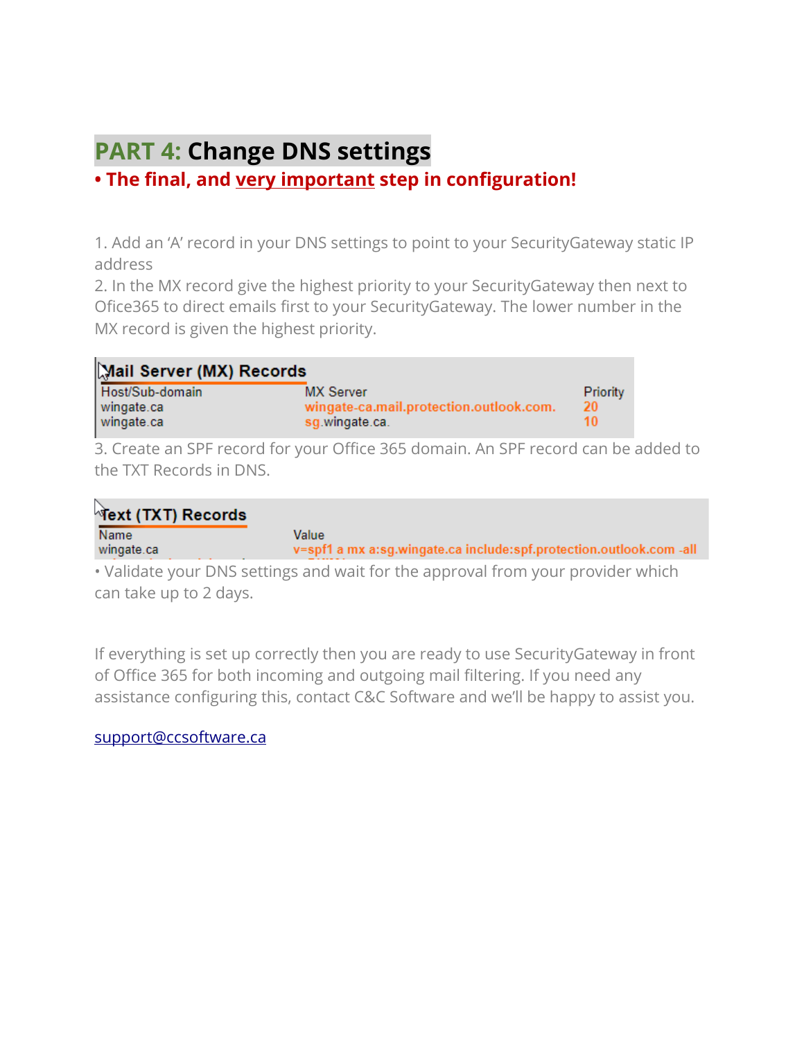## PART 4: Change DNS settings

**• The final, and very important step in configuration!**

1. Add an 'A' record in your DNS settings to point to your SecurityGateway static IP address
2. In the MX record give the highest priority to your SecurityGateway then next to Ofice365 to direct emails first to your SecurityGateway. The lower number in the MX record is given the highest priority.

**Mail Server (MX) Records**

| Host/Sub-domain | MX Server | Priority |
|---|---|---|
| wingate.ca | wingate-ca.mail.protection.outlook.com. | 20 |
| wingate.ca | sg.wingate.ca. | 10 |

3. Create an SPF record for your Office 365 domain. An SPF record can be added to the TXT Records in DNS.

**Text (TXT) Records**

| Name | Value |
|---|---|
| wingate.ca | v=spf1 a mx a:sg.wingate.ca include:spf.protection.outlook.com -all |

• Validate your DNS settings and wait for the approval from your provider which can take up to 2 days.

If everything is set up correctly then you are ready to use SecurityGateway in front of Office 365 for both incoming and outgoing mail filtering. If you need any assistance configuring this, contact C&C Software and we'll be happy to assist you.

support@ccsoftware.ca